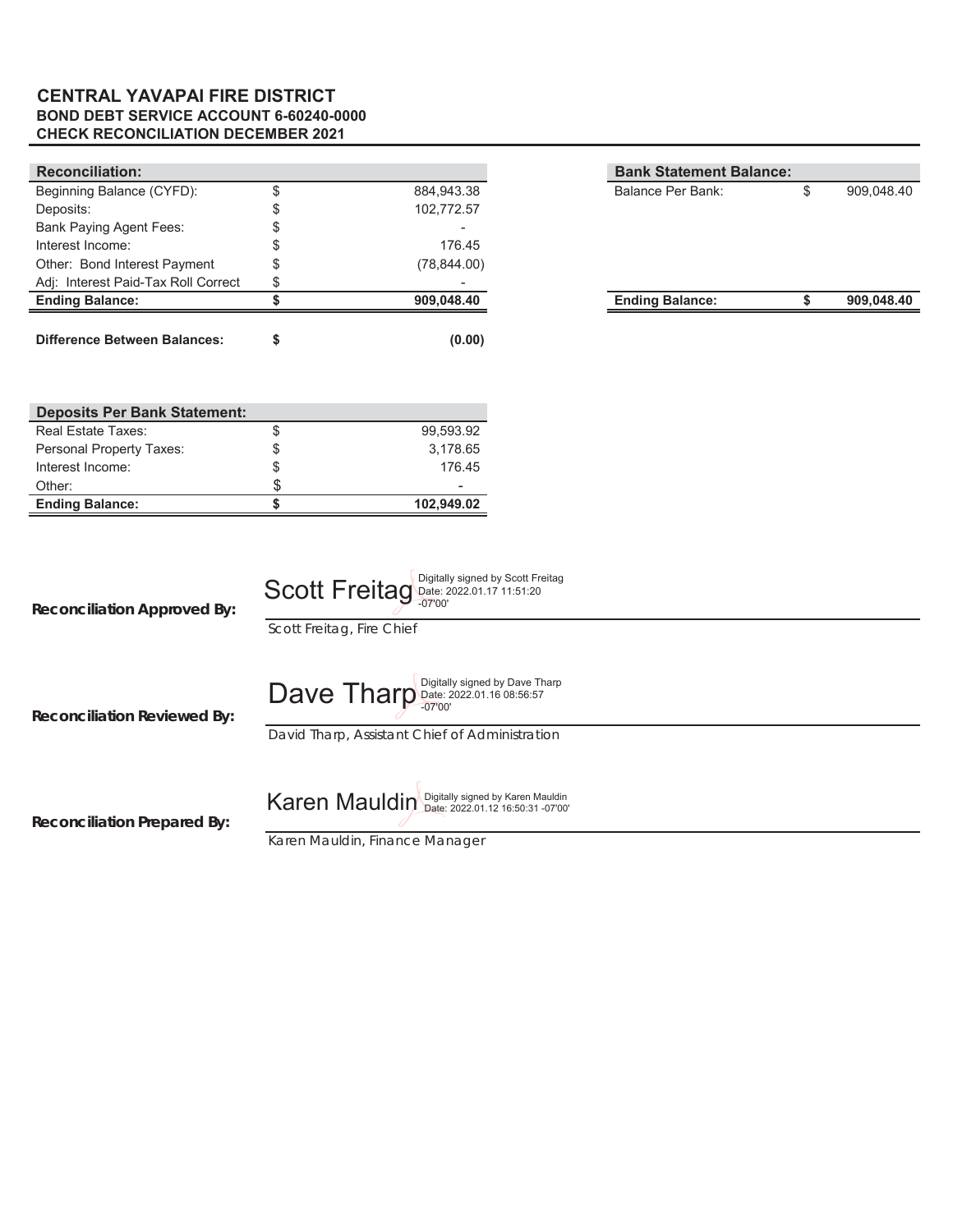# CENTRAL YAVAPAI FIRE DISTRICT

## BOND DEBT SERVICE ACCOUNT 6-60240-0000

## CHECK RECONCILIATION DECEMBER 2021

| Reconciliation: | | |
|---|---|---|
| Beginning Balance (CYFD): | $ | 884,943.38 |
| Deposits: | $ | 102,772.57 |
| Bank Paying Agent Fees: | $ | - |
| Interest Income: | $ | 176.45 |
| Other: Bond Interest Payment | $ | (78,844.00) |
| Adj: Interest Paid-Tax Roll Correct | $ | - |
| **Ending Balance:** | **$** | **909,048.40** |
| | | |
| **Difference Between Balances:** | **$** | **(0.00)** |

| Bank Statement Balance: | | |
|---|---|---|
| Balance Per Bank: | $ | 909,048.40 |
| **Ending Balance:** | **$** | **909,048.40** |

| Deposits Per Bank Statement: | | |
|---|---|---|
| Real Estate Taxes: | $ | 99,593.92 |
| Personal Property Taxes: | $ | 3,178.65 |
| Interest Income: | $ | 176.45 |
| Other: | $ | - |
| **Ending Balance:** | **$** | **102,949.02** |

**Reconciliation Approved By:** Scott Freitag — Digitally signed by Scott Freitag Date: 2022.01.17 11:51:20 -07'00'

Scott Freitag, Fire Chief

**Reconciliation Reviewed By:** Dave Tharp — Digitally signed by Dave Tharp Date: 2022.01.16 08:56:57 -07'00'

David Tharp, Assistant Chief of Administration

**Reconciliation Prepared By:** Karen Mauldin — Digitally signed by Karen Mauldin Date: 2022.01.12 16:50:31 -07'00'

Karen Mauldin, Finance Manager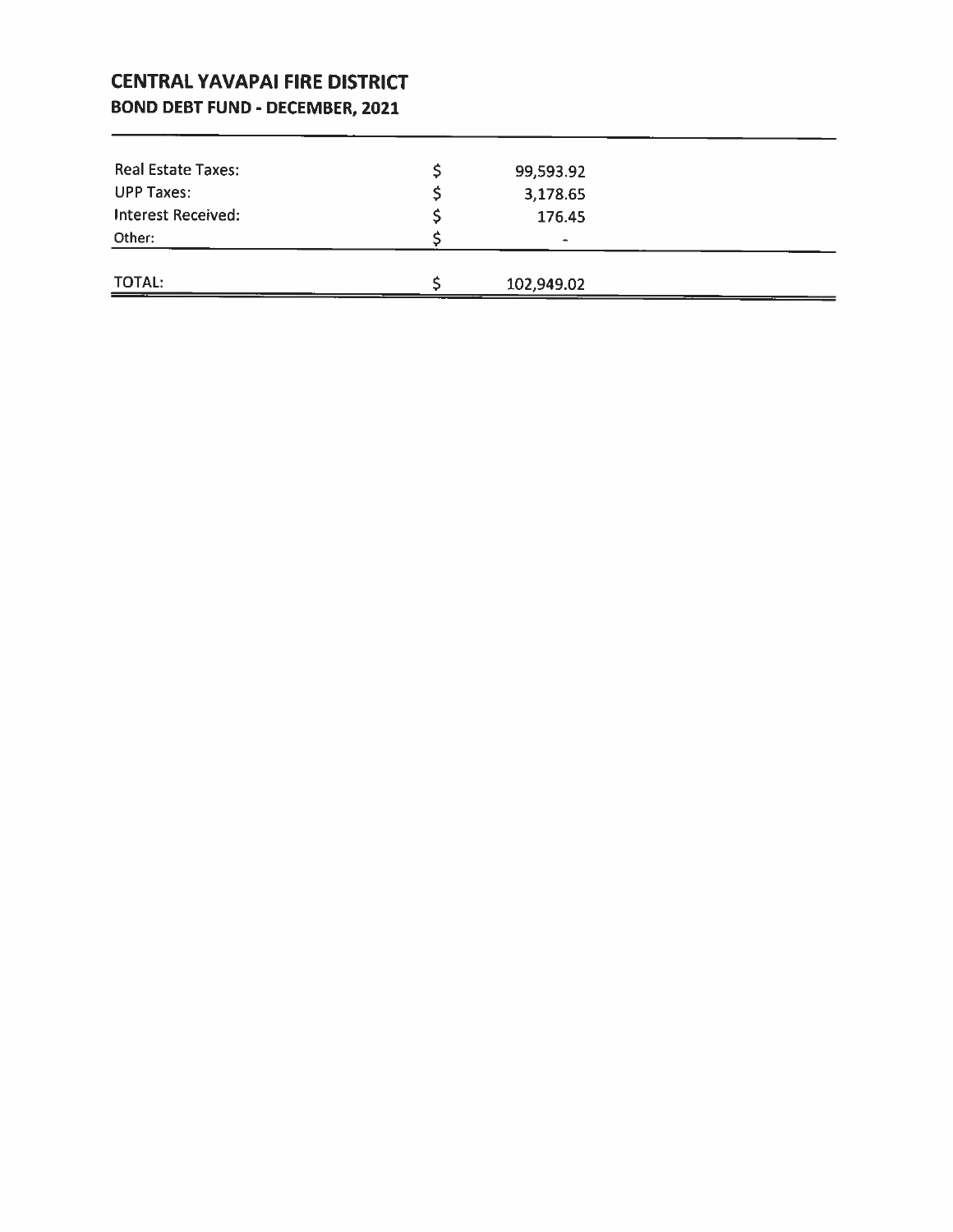# CENTRAL YAVAPAI FIRE DISTRICT
## BOND DEBT FUND - DECEMBER, 2021

| | | |
|---|---|---|
| Real Estate Taxes: | $ | 99,593.92 |
| UPP Taxes: | $ | 3,178.65 |
| Interest Received: | $ | 176.45 |
| Other: | $ | - |
| TOTAL: | $ | 102,949.02 |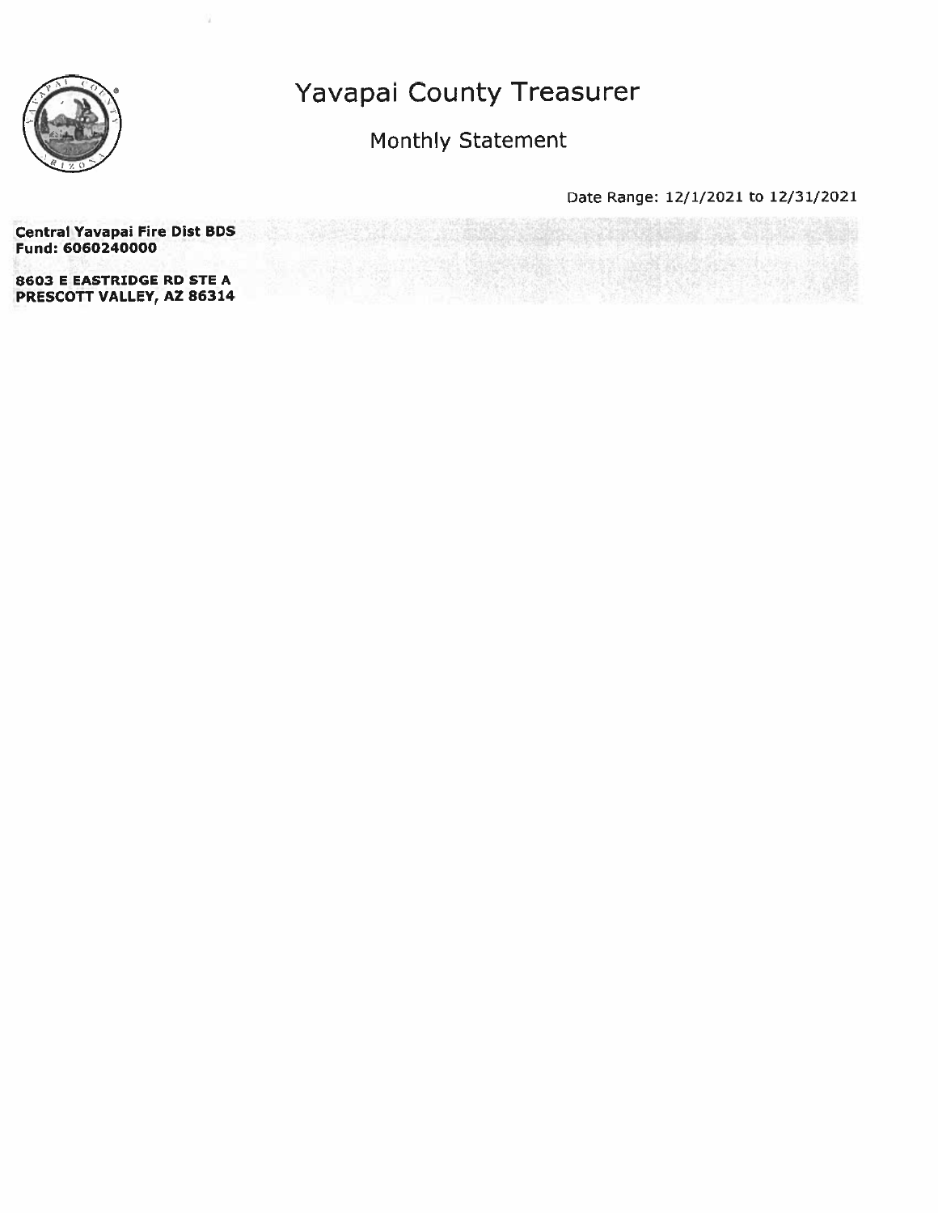# Yavapai County Treasurer

## Monthly Statement

Date Range: 12/1/2021 to 12/31/2021

**Central Yavapai Fire Dist BDS**
**Fund: 6060240000**

**8603 E EASTRIDGE RD STE A**
**PRESCOTT VALLEY, AZ 86314**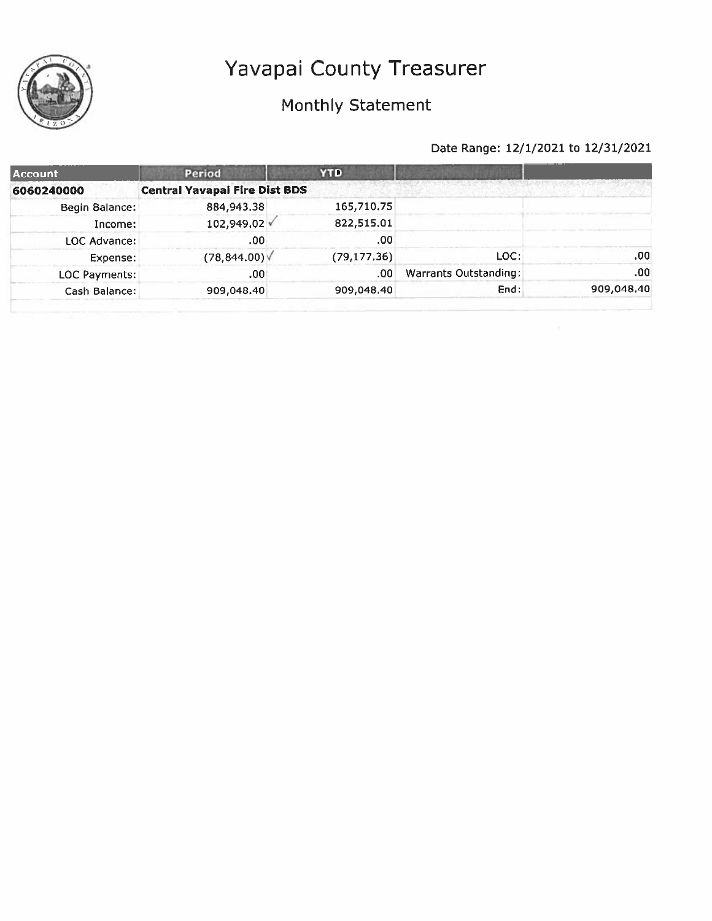# Yavapai County Treasurer

## Monthly Statement

Date Range: 12/1/2021 to 12/31/2021

| Account | Period | YTD | | |
|---|---|---|---|---|
| **6060240000** | **Central Yavapai Fire Dist BDS** | | | |
| Begin Balance: | 884,943.38 | 165,710.75 | | |
| Income: | 102,949.02 ✓ | 822,515.01 | | |
| LOC Advance: | .00 | .00 | | |
| Expense: | (78,844.00) ✓ | (79,177.36) | LOC: | .00 |
| LOC Payments: | .00 | .00 | Warrants Outstanding: | .00 |
| Cash Balance: | 909,048.40 | 909,048.40 | End: | 909,048.40 |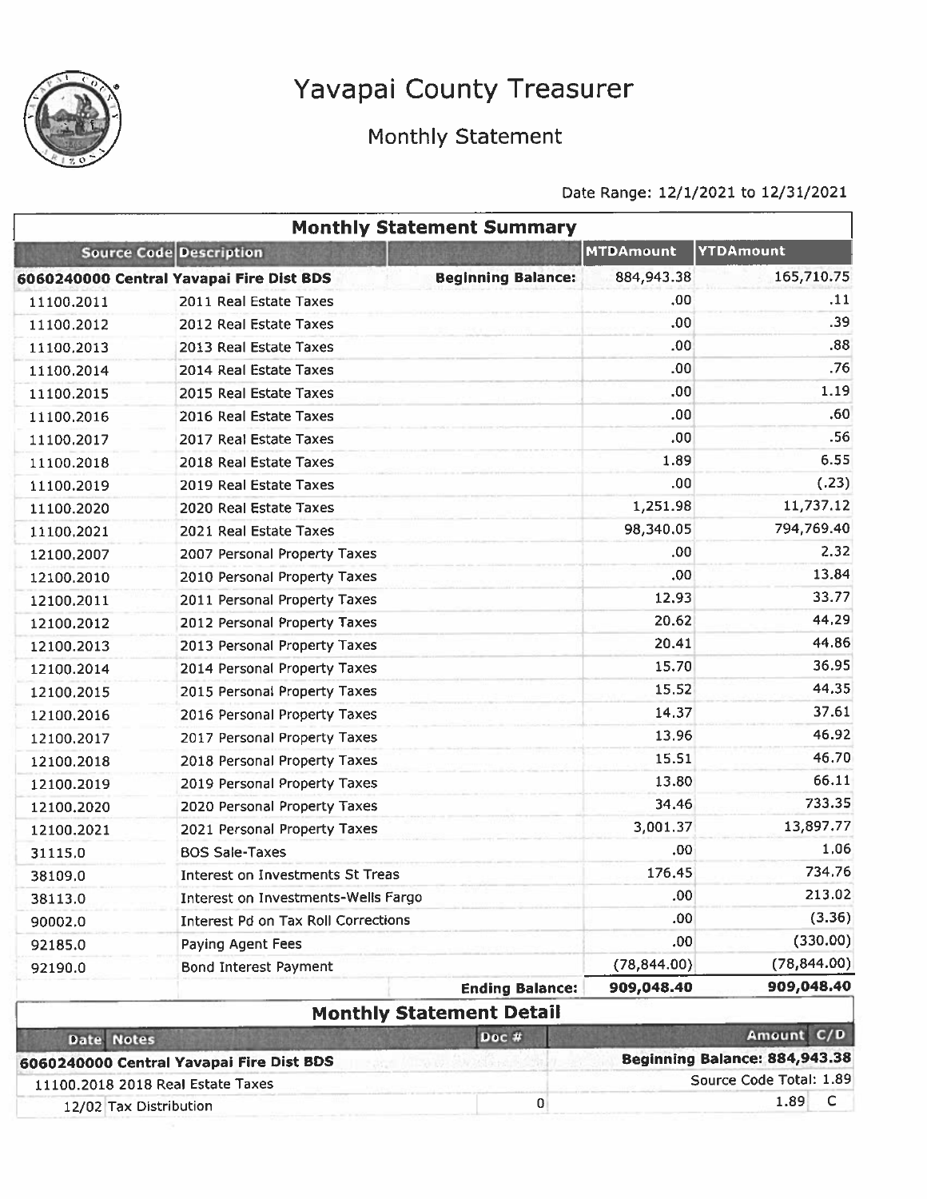# Yavapai County Treasurer

## Monthly Statement

Date Range: 12/1/2021 to 12/31/2021

### Monthly Statement Summary

| Source Code | Description | | MTDAmount | YTDAmount |
|---|---|---|---|---|
| **6060240000 Central Yavapai Fire Dist BDS** | | **Beginning Balance:** | 884,943.38 | 165,710.75 |
| 11100.2011 | 2011 Real Estate Taxes | | .00 | .11 |
| 11100.2012 | 2012 Real Estate Taxes | | .00 | .39 |
| 11100.2013 | 2013 Real Estate Taxes | | .00 | .88 |
| 11100.2014 | 2014 Real Estate Taxes | | .00 | .76 |
| 11100.2015 | 2015 Real Estate Taxes | | .00 | 1.19 |
| 11100.2016 | 2016 Real Estate Taxes | | .00 | .60 |
| 11100.2017 | 2017 Real Estate Taxes | | .00 | .56 |
| 11100.2018 | 2018 Real Estate Taxes | | 1.89 | 6.55 |
| 11100.2019 | 2019 Real Estate Taxes | | .00 | (.23) |
| 11100.2020 | 2020 Real Estate Taxes | | 1,251.98 | 11,737.12 |
| 11100.2021 | 2021 Real Estate Taxes | | 98,340.05 | 794,769.40 |
| 12100.2007 | 2007 Personal Property Taxes | | .00 | 2.32 |
| 12100.2010 | 2010 Personal Property Taxes | | .00 | 13.84 |
| 12100.2011 | 2011 Personal Property Taxes | | 12.93 | 33.77 |
| 12100.2012 | 2012 Personal Property Taxes | | 20.62 | 44.29 |
| 12100.2013 | 2013 Personal Property Taxes | | 20.41 | 44.86 |
| 12100.2014 | 2014 Personal Property Taxes | | 15.70 | 36.95 |
| 12100.2015 | 2015 Personal Property Taxes | | 15.52 | 44.35 |
| 12100.2016 | 2016 Personal Property Taxes | | 14.37 | 37.61 |
| 12100.2017 | 2017 Personal Property Taxes | | 13.96 | 46.92 |
| 12100.2018 | 2018 Personal Property Taxes | | 15.51 | 46.70 |
| 12100.2019 | 2019 Personal Property Taxes | | 13.80 | 66.11 |
| 12100.2020 | 2020 Personal Property Taxes | | 34.46 | 733.35 |
| 12100.2021 | 2021 Personal Property Taxes | | 3,001.37 | 13,897.77 |
| 31115.0 | BOS Sale-Taxes | | .00 | 1.06 |
| 38109.0 | Interest on Investments St Treas | | 176.45 | 734.76 |
| 38113.0 | Interest on Investments-Wells Fargo | | .00 | 213.02 |
| 90002.0 | Interest Pd on Tax Roll Corrections | | .00 | (3.36) |
| 92185.0 | Paying Agent Fees | | .00 | (330.00) |
| 92190.0 | Bond Interest Payment | | (78,844.00) | (78,844.00) |
| | | **Ending Balance:** | **909,048.40** | **909,048.40** |

### Monthly Statement Detail

| Date | Notes | Doc # | Amount | C/D |
|---|---|---|---|---|
| **6060240000 Central Yavapai Fire Dist BDS** | | | **Beginning Balance: 884,943.38** | |
| 11100.2018 2018 Real Estate Taxes | | | Source Code Total: 1.89 | |
| 12/02 | Tax Distribution | 0 | 1.89 | C |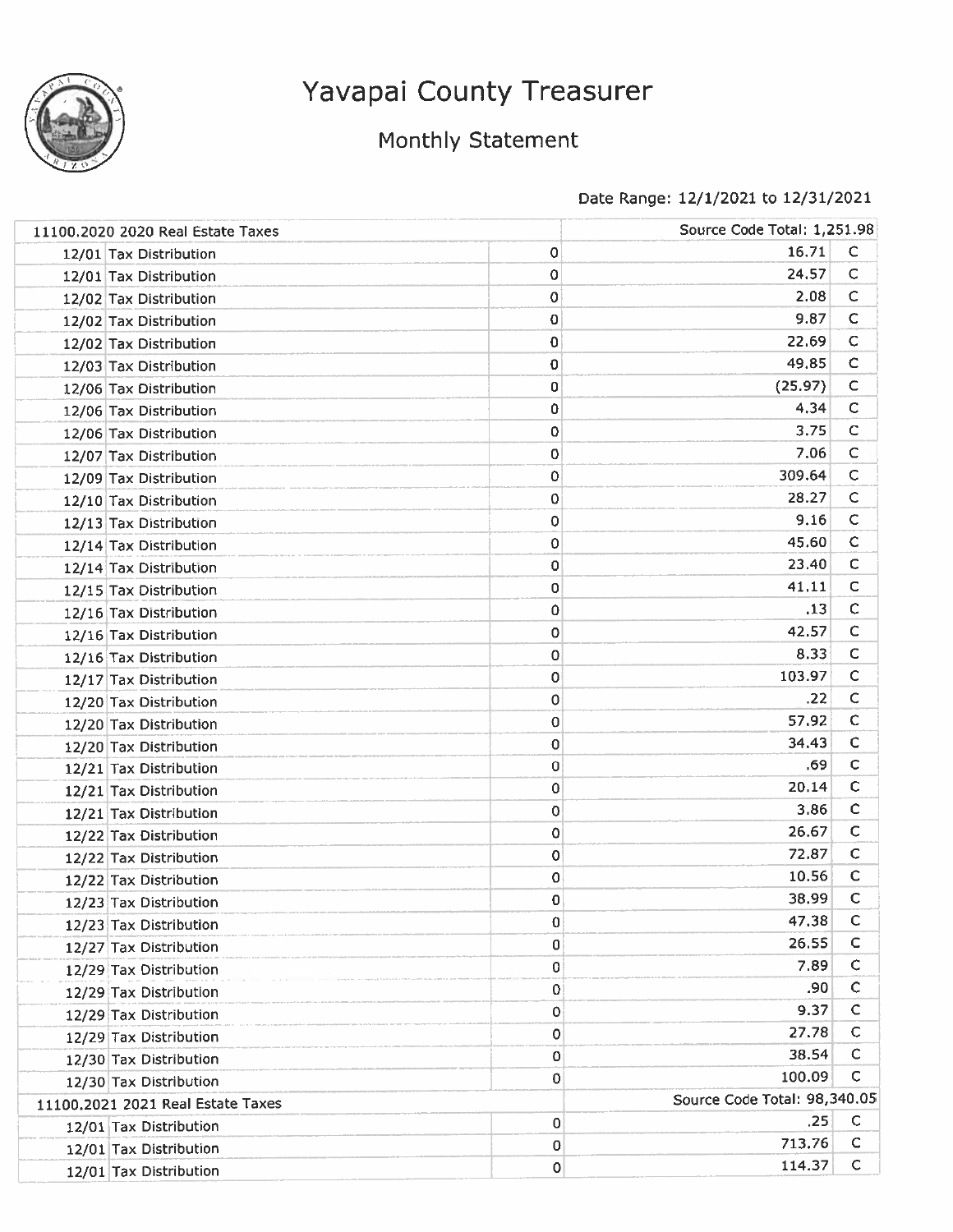# Yavapai County Treasurer

## Monthly Statement

Date Range: 12/1/2021 to 12/31/2021

| | | | | |
|---|---|---|---|---|
| 11100.2020 2020 Real Estate Taxes | | | Source Code Total: 1,251.98 | |
| 12/01 | Tax Distribution | 0 | 16.71 | C |
| 12/01 | Tax Distribution | 0 | 24.57 | C |
| 12/02 | Tax Distribution | 0 | 2.08 | C |
| 12/02 | Tax Distribution | 0 | 9.87 | C |
| 12/02 | Tax Distribution | 0 | 22.69 | C |
| 12/03 | Tax Distribution | 0 | 49.85 | C |
| 12/06 | Tax Distribution | 0 | (25.97) | C |
| 12/06 | Tax Distribution | 0 | 4.34 | C |
| 12/06 | Tax Distribution | 0 | 3.75 | C |
| 12/07 | Tax Distribution | 0 | 7.06 | C |
| 12/09 | Tax Distribution | 0 | 309.64 | C |
| 12/10 | Tax Distribution | 0 | 28.27 | C |
| 12/13 | Tax Distribution | 0 | 9.16 | C |
| 12/14 | Tax Distribution | 0 | 45.60 | C |
| 12/14 | Tax Distribution | 0 | 23.40 | C |
| 12/15 | Tax Distribution | 0 | 41.11 | C |
| 12/16 | Tax Distribution | 0 | .13 | C |
| 12/16 | Tax Distribution | 0 | 42.57 | C |
| 12/16 | Tax Distribution | 0 | 8.33 | C |
| 12/17 | Tax Distribution | 0 | 103.97 | C |
| 12/20 | Tax Distribution | 0 | .22 | C |
| 12/20 | Tax Distribution | 0 | 57.92 | C |
| 12/20 | Tax Distribution | 0 | 34.43 | C |
| 12/21 | Tax Distribution | 0 | .69 | C |
| 12/21 | Tax Distribution | 0 | 20.14 | C |
| 12/21 | Tax Distribution | 0 | 3.86 | C |
| 12/22 | Tax Distribution | 0 | 26.67 | C |
| 12/22 | Tax Distribution | 0 | 72.87 | C |
| 12/22 | Tax Distribution | 0 | 10.56 | C |
| 12/23 | Tax Distribution | 0 | 38.99 | C |
| 12/23 | Tax Distribution | 0 | 47.38 | C |
| 12/27 | Tax Distribution | 0 | 26.55 | C |
| 12/29 | Tax Distribution | 0 | 7.89 | C |
| 12/29 | Tax Distribution | 0 | .90 | C |
| 12/29 | Tax Distribution | 0 | 9.37 | C |
| 12/29 | Tax Distribution | 0 | 27.78 | C |
| 12/30 | Tax Distribution | 0 | 38.54 | C |
| 12/30 | Tax Distribution | 0 | 100.09 | C |
| 11100.2021 2021 Real Estate Taxes | | | Source Code Total: 98,340.05 | |
| 12/01 | Tax Distribution | 0 | .25 | C |
| 12/01 | Tax Distribution | 0 | 713.76 | C |
| 12/01 | Tax Distribution | 0 | 114.37 | C |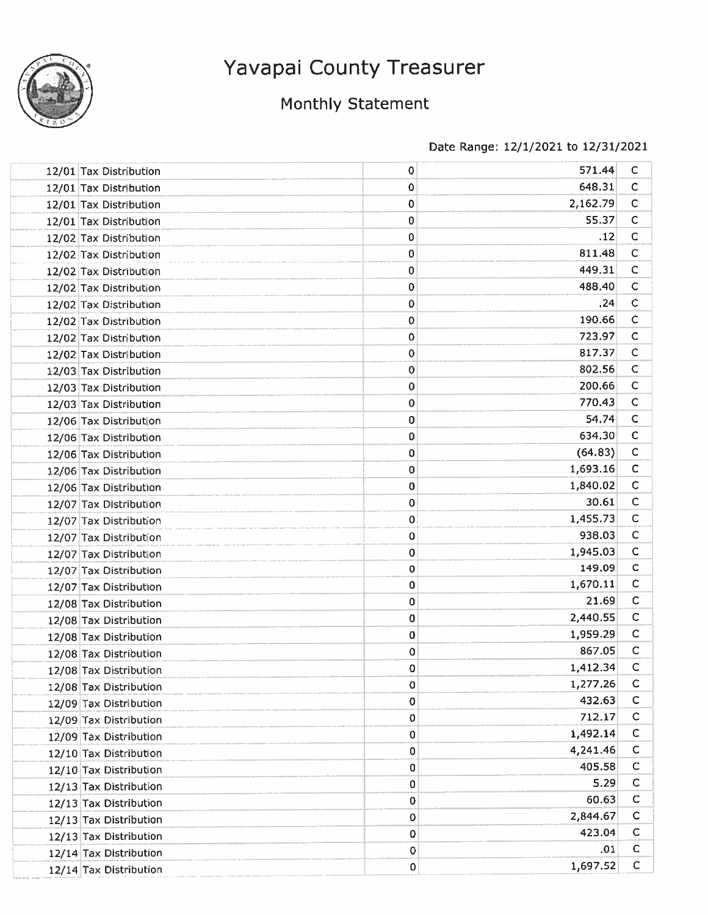# Yavapai County Treasurer

## Monthly Statement

Date Range: 12/1/2021 to 12/31/2021

| | | | | |
|---|---|---|---|---|
| 12/01 | Tax Distribution | 0 | 571.44 | C |
| 12/01 | Tax Distribution | 0 | 648.31 | C |
| 12/01 | Tax Distribution | 0 | 2,162.79 | C |
| 12/01 | Tax Distribution | 0 | 55.37 | C |
| 12/02 | Tax Distribution | 0 | .12 | C |
| 12/02 | Tax Distribution | 0 | 811.48 | C |
| 12/02 | Tax Distribution | 0 | 449.31 | C |
| 12/02 | Tax Distribution | 0 | 488.40 | C |
| 12/02 | Tax Distribution | 0 | .24 | C |
| 12/02 | Tax Distribution | 0 | 190.66 | C |
| 12/02 | Tax Distribution | 0 | 723.97 | C |
| 12/02 | Tax Distribution | 0 | 817.37 | C |
| 12/03 | Tax Distribution | 0 | 802.56 | C |
| 12/03 | Tax Distribution | 0 | 200.66 | C |
| 12/03 | Tax Distribution | 0 | 770.43 | C |
| 12/06 | Tax Distribution | 0 | 54.74 | C |
| 12/06 | Tax Distribution | 0 | 634.30 | C |
| 12/06 | Tax Distribution | 0 | (64.83) | C |
| 12/06 | Tax Distribution | 0 | 1,693.16 | C |
| 12/06 | Tax Distribution | 0 | 1,840.02 | C |
| 12/07 | Tax Distribution | 0 | 30.61 | C |
| 12/07 | Tax Distribution | 0 | 1,455.73 | C |
| 12/07 | Tax Distribution | 0 | 938.03 | C |
| 12/07 | Tax Distribution | 0 | 1,945.03 | C |
| 12/07 | Tax Distribution | 0 | 149.09 | C |
| 12/07 | Tax Distribution | 0 | 1,670.11 | C |
| 12/08 | Tax Distribution | 0 | 21.69 | C |
| 12/08 | Tax Distribution | 0 | 2,440.55 | C |
| 12/08 | Tax Distribution | 0 | 1,959.29 | C |
| 12/08 | Tax Distribution | 0 | 867.05 | C |
| 12/08 | Tax Distribution | 0 | 1,412.34 | C |
| 12/08 | Tax Distribution | 0 | 1,277.26 | C |
| 12/09 | Tax Distribution | 0 | 432.63 | C |
| 12/09 | Tax Distribution | 0 | 712.17 | C |
| 12/09 | Tax Distribution | 0 | 1,492.14 | C |
| 12/10 | Tax Distribution | 0 | 4,241.46 | C |
| 12/10 | Tax Distribution | 0 | 405.58 | C |
| 12/13 | Tax Distribution | 0 | 5.29 | C |
| 12/13 | Tax Distribution | 0 | 60.63 | C |
| 12/13 | Tax Distribution | 0 | 2,844.67 | C |
| 12/13 | Tax Distribution | 0 | 423.04 | C |
| 12/14 | Tax Distribution | 0 | .01 | C |
| 12/14 | Tax Distribution | 0 | 1,697.52 | C |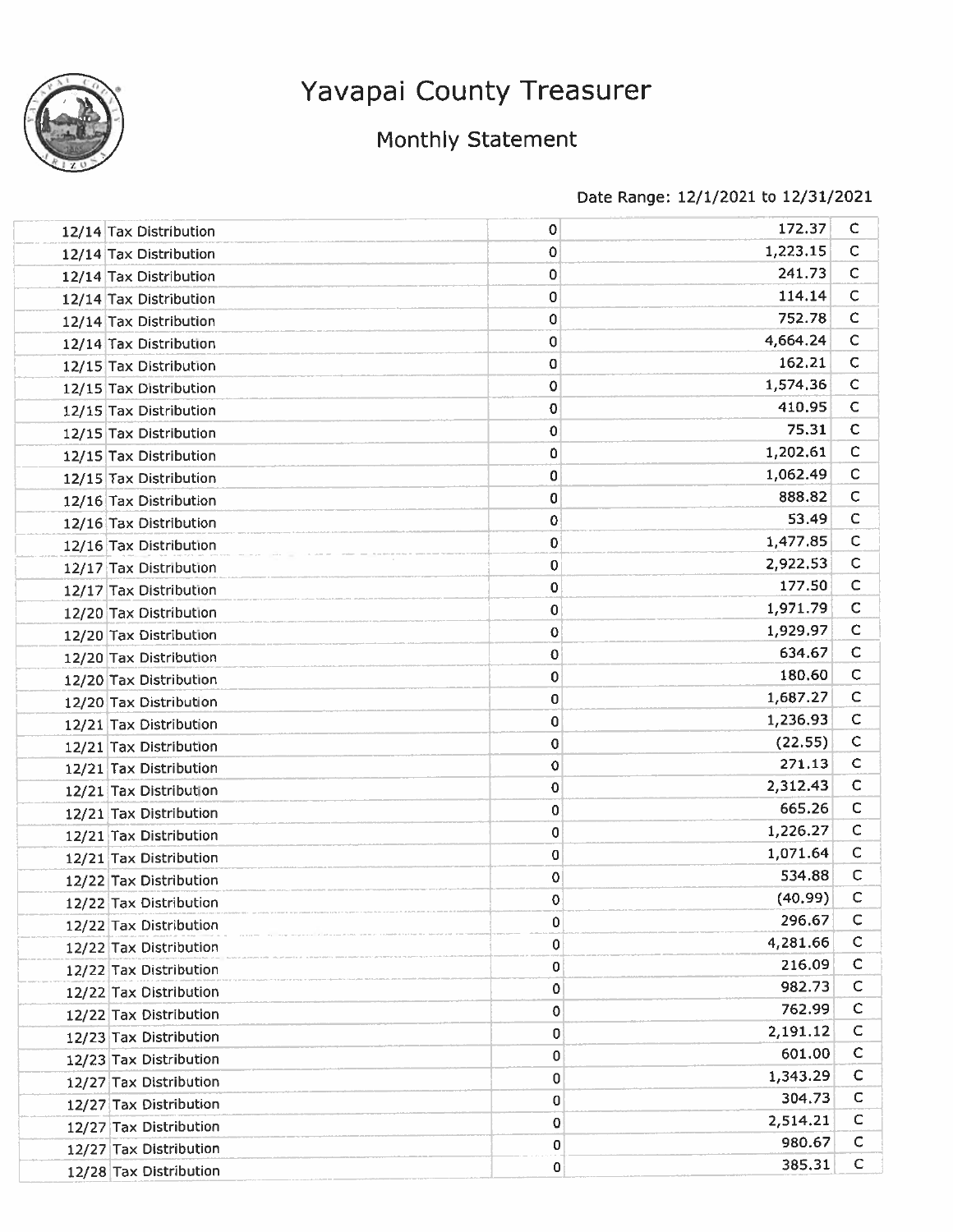# Yavapai County Treasurer

## Monthly Statement

Date Range: 12/1/2021 to 12/31/2021

| | | | | |
|---|---|---|---|---|
| 12/14 | Tax Distribution | 0 | 172.37 | C |
| 12/14 | Tax Distribution | 0 | 1,223.15 | C |
| 12/14 | Tax Distribution | 0 | 241.73 | C |
| 12/14 | Tax Distribution | 0 | 114.14 | C |
| 12/14 | Tax Distribution | 0 | 752.78 | C |
| 12/14 | Tax Distribution | 0 | 4,664.24 | C |
| 12/15 | Tax Distribution | 0 | 162.21 | C |
| 12/15 | Tax Distribution | 0 | 1,574.36 | C |
| 12/15 | Tax Distribution | 0 | 410.95 | C |
| 12/15 | Tax Distribution | 0 | 75.31 | C |
| 12/15 | Tax Distribution | 0 | 1,202.61 | C |
| 12/15 | Tax Distribution | 0 | 1,062.49 | C |
| 12/16 | Tax Distribution | 0 | 888.82 | C |
| 12/16 | Tax Distribution | 0 | 53.49 | C |
| 12/16 | Tax Distribution | 0 | 1,477.85 | C |
| 12/17 | Tax Distribution | 0 | 2,922.53 | C |
| 12/17 | Tax Distribution | 0 | 177.50 | C |
| 12/20 | Tax Distribution | 0 | 1,971.79 | C |
| 12/20 | Tax Distribution | 0 | 1,929.97 | C |
| 12/20 | Tax Distribution | 0 | 634.67 | C |
| 12/20 | Tax Distribution | 0 | 180.60 | C |
| 12/20 | Tax Distribution | 0 | 1,687.27 | C |
| 12/21 | Tax Distribution | 0 | 1,236.93 | C |
| 12/21 | Tax Distribution | 0 | (22.55) | C |
| 12/21 | Tax Distribution | 0 | 271.13 | C |
| 12/21 | Tax Distribution | 0 | 2,312.43 | C |
| 12/21 | Tax Distribution | 0 | 665.26 | C |
| 12/21 | Tax Distribution | 0 | 1,226.27 | C |
| 12/21 | Tax Distribution | 0 | 1,071.64 | C |
| 12/22 | Tax Distribution | 0 | 534.88 | C |
| 12/22 | Tax Distribution | 0 | (40.99) | C |
| 12/22 | Tax Distribution | 0 | 296.67 | C |
| 12/22 | Tax Distribution | 0 | 4,281.66 | C |
| 12/22 | Tax Distribution | 0 | 216.09 | C |
| 12/22 | Tax Distribution | 0 | 982.73 | C |
| 12/22 | Tax Distribution | 0 | 762.99 | C |
| 12/23 | Tax Distribution | 0 | 2,191.12 | C |
| 12/23 | Tax Distribution | 0 | 601.00 | C |
| 12/27 | Tax Distribution | 0 | 1,343.29 | C |
| 12/27 | Tax Distribution | 0 | 304.73 | C |
| 12/27 | Tax Distribution | 0 | 2,514.21 | C |
| 12/27 | Tax Distribution | 0 | 980.67 | C |
| 12/28 | Tax Distribution | 0 | 385.31 | C |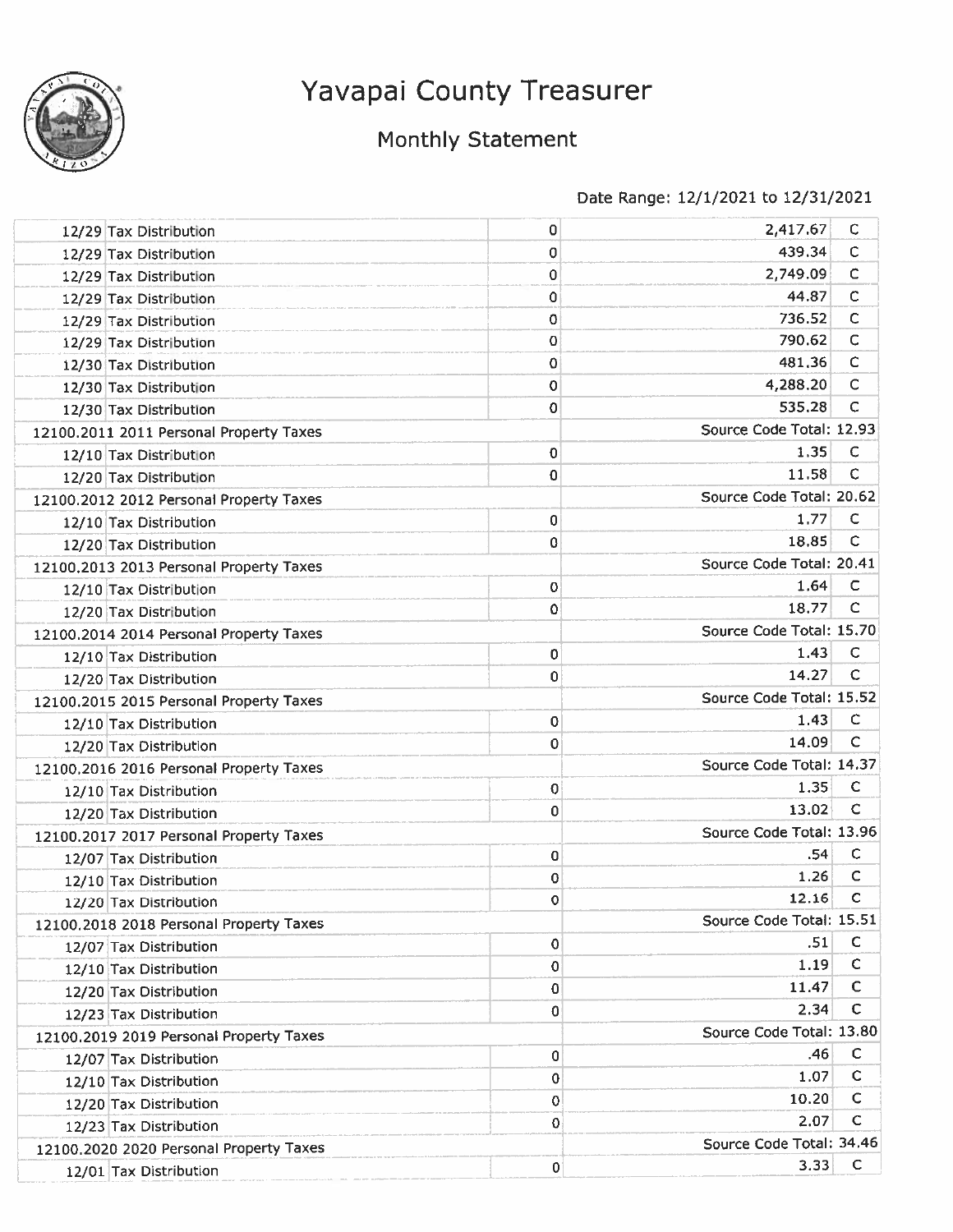# Yavapai County Treasurer

## Monthly Statement

Date Range: 12/1/2021 to 12/31/2021

| | | | | |
|---|---|---|---|---|
| 12/29 | Tax Distribution | 0 | 2,417.67 | C |
| 12/29 | Tax Distribution | 0 | 439.34 | C |
| 12/29 | Tax Distribution | 0 | 2,749.09 | C |
| 12/29 | Tax Distribution | 0 | 44.87 | C |
| 12/29 | Tax Distribution | 0 | 736.52 | C |
| 12/29 | Tax Distribution | 0 | 790.62 | C |
| 12/30 | Tax Distribution | 0 | 481.36 | C |
| 12/30 | Tax Distribution | 0 | 4,288.20 | C |
| 12/30 | Tax Distribution | 0 | 535.28 | C |
| 12100.2011 2011 Personal Property Taxes | | | Source Code Total: 12.93 | |
| 12/10 | Tax Distribution | 0 | 1.35 | C |
| 12/20 | Tax Distribution | 0 | 11.58 | C |
| 12100.2012 2012 Personal Property Taxes | | | Source Code Total: 20.62 | |
| 12/10 | Tax Distribution | 0 | 1.77 | C |
| 12/20 | Tax Distribution | 0 | 18.85 | C |
| 12100.2013 2013 Personal Property Taxes | | | Source Code Total: 20.41 | |
| 12/10 | Tax Distribution | 0 | 1.64 | C |
| 12/20 | Tax Distribution | 0 | 18.77 | C |
| 12100.2014 2014 Personal Property Taxes | | | Source Code Total: 15.70 | |
| 12/10 | Tax Distribution | 0 | 1.43 | C |
| 12/20 | Tax Distribution | 0 | 14.27 | C |
| 12100.2015 2015 Personal Property Taxes | | | Source Code Total: 15.52 | |
| 12/10 | Tax Distribution | 0 | 1.43 | C |
| 12/20 | Tax Distribution | 0 | 14.09 | C |
| 12100.2016 2016 Personal Property Taxes | | | Source Code Total: 14.37 | |
| 12/10 | Tax Distribution | 0 | 1.35 | C |
| 12/20 | Tax Distribution | 0 | 13.02 | C |
| 12100.2017 2017 Personal Property Taxes | | | Source Code Total: 13.96 | |
| 12/07 | Tax Distribution | 0 | .54 | C |
| 12/10 | Tax Distribution | 0 | 1.26 | C |
| 12/20 | Tax Distribution | 0 | 12.16 | C |
| 12100.2018 2018 Personal Property Taxes | | | Source Code Total: 15.51 | |
| 12/07 | Tax Distribution | 0 | .51 | C |
| 12/10 | Tax Distribution | 0 | 1.19 | C |
| 12/20 | Tax Distribution | 0 | 11.47 | C |
| 12/23 | Tax Distribution | 0 | 2.34 | C |
| 12100.2019 2019 Personal Property Taxes | | | Source Code Total: 13.80 | |
| 12/07 | Tax Distribution | 0 | .46 | C |
| 12/10 | Tax Distribution | 0 | 1.07 | C |
| 12/20 | Tax Distribution | 0 | 10.20 | C |
| 12/23 | Tax Distribution | 0 | 2.07 | C |
| 12100.2020 2020 Personal Property Taxes | | | Source Code Total: 34.46 | |
| 12/01 | Tax Distribution | 0 | 3.33 | C |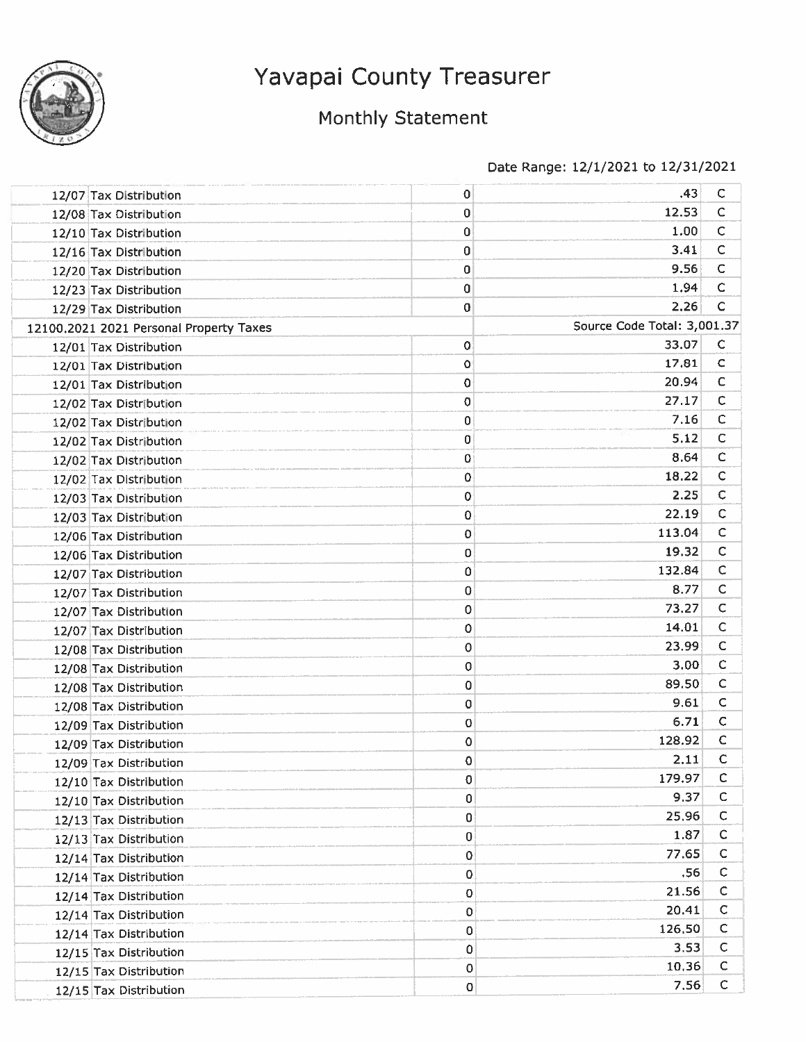# Yavapai County Treasurer

## Monthly Statement

Date Range: 12/1/2021 to 12/31/2021

| | | | | |
|---|---|---|---|---|
| | 12/07 Tax Distribution | 0 | .43 | C |
| | 12/08 Tax Distribution | 0 | 12.53 | C |
| | 12/10 Tax Distribution | 0 | 1.00 | C |
| | 12/16 Tax Distribution | 0 | 3.41 | C |
| | 12/20 Tax Distribution | 0 | 9.56 | C |
| | 12/23 Tax Distribution | 0 | 1.94 | C |
| | 12/29 Tax Distribution | 0 | 2.26 | C |
| 12100.2021 2021 Personal Property Taxes | | | Source Code Total: 3,001.37 | |
| | 12/01 Tax Distribution | 0 | 33.07 | C |
| | 12/01 Tax Distribution | 0 | 17.81 | C |
| | 12/01 Tax Distribution | 0 | 20.94 | C |
| | 12/02 Tax Distribution | 0 | 27.17 | C |
| | 12/02 Tax Distribution | 0 | 7.16 | C |
| | 12/02 Tax Distribution | 0 | 5.12 | C |
| | 12/02 Tax Distribution | 0 | 8.64 | C |
| | 12/02 Tax Distribution | 0 | 18.22 | C |
| | 12/03 Tax Distribution | 0 | 2.25 | C |
| | 12/03 Tax Distribution | 0 | 22.19 | C |
| | 12/06 Tax Distribution | 0 | 113.04 | C |
| | 12/06 Tax Distribution | 0 | 19.32 | C |
| | 12/07 Tax Distribution | 0 | 132.84 | C |
| | 12/07 Tax Distribution | 0 | 8.77 | C |
| | 12/07 Tax Distribution | 0 | 73.27 | C |
| | 12/07 Tax Distribution | 0 | 14.01 | C |
| | 12/08 Tax Distribution | 0 | 23.99 | C |
| | 12/08 Tax Distribution | 0 | 3.00 | C |
| | 12/08 Tax Distribution | 0 | 89.50 | C |
| | 12/08 Tax Distribution | 0 | 9.61 | C |
| | 12/09 Tax Distribution | 0 | 6.71 | C |
| | 12/09 Tax Distribution | 0 | 128.92 | C |
| | 12/09 Tax Distribution | 0 | 2.11 | C |
| | 12/10 Tax Distribution | 0 | 179.97 | C |
| | 12/10 Tax Distribution | 0 | 9.37 | C |
| | 12/13 Tax Distribution | 0 | 25.96 | C |
| | 12/13 Tax Distribution | 0 | 1.87 | C |
| | 12/14 Tax Distribution | 0 | 77.65 | C |
| | 12/14 Tax Distribution | 0 | .56 | C |
| | 12/14 Tax Distribution | 0 | 21.56 | C |
| | 12/14 Tax Distribution | 0 | 20.41 | C |
| | 12/14 Tax Distribution | 0 | 126.50 | C |
| | 12/15 Tax Distribution | 0 | 3.53 | C |
| | 12/15 Tax Distribution | 0 | 10.36 | C |
| | 12/15 Tax Distribution | 0 | 7.56 | C |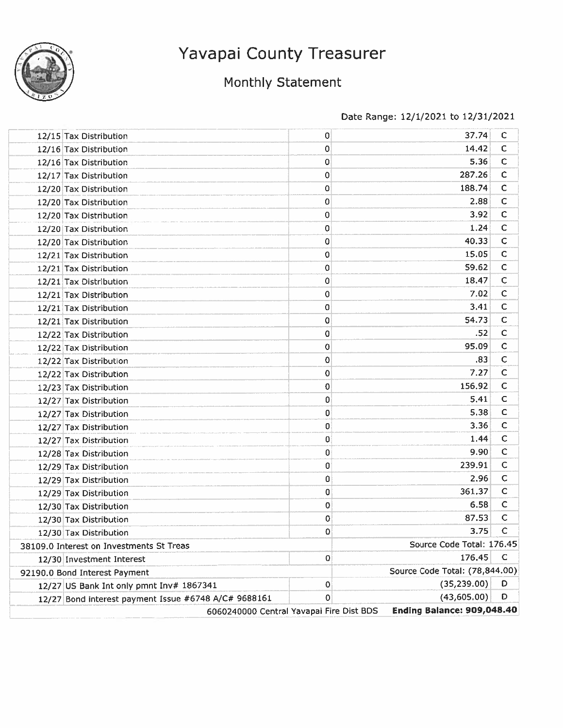# Yavapai County Treasurer

## Monthly Statement

Date Range: 12/1/2021 to 12/31/2021

| Date | Description | | Amount | |
|---|---|---|---|---|
| 12/15 | Tax Distribution | 0 | 37.74 | C |
| 12/16 | Tax Distribution | 0 | 14.42 | C |
| 12/16 | Tax Distribution | 0 | 5.36 | C |
| 12/17 | Tax Distribution | 0 | 287.26 | C |
| 12/20 | Tax Distribution | 0 | 188.74 | C |
| 12/20 | Tax Distribution | 0 | 2.88 | C |
| 12/20 | Tax Distribution | 0 | 3.92 | C |
| 12/20 | Tax Distribution | 0 | 1.24 | C |
| 12/20 | Tax Distribution | 0 | 40.33 | C |
| 12/21 | Tax Distribution | 0 | 15.05 | C |
| 12/21 | Tax Distribution | 0 | 59.62 | C |
| 12/21 | Tax Distribution | 0 | 18.47 | C |
| 12/21 | Tax Distribution | 0 | 7.02 | C |
| 12/21 | Tax Distribution | 0 | 3.41 | C |
| 12/21 | Tax Distribution | 0 | 54.73 | C |
| 12/22 | Tax Distribution | 0 | .52 | C |
| 12/22 | Tax Distribution | 0 | 95.09 | C |
| 12/22 | Tax Distribution | 0 | .83 | C |
| 12/22 | Tax Distribution | 0 | 7.27 | C |
| 12/23 | Tax Distribution | 0 | 156.92 | C |
| 12/27 | Tax Distribution | 0 | 5.41 | C |
| 12/27 | Tax Distribution | 0 | 5.38 | C |
| 12/27 | Tax Distribution | 0 | 3.36 | C |
| 12/27 | Tax Distribution | 0 | 1.44 | C |
| 12/28 | Tax Distribution | 0 | 9.90 | C |
| 12/29 | Tax Distribution | 0 | 239.91 | C |
| 12/29 | Tax Distribution | 0 | 2.96 | C |
| 12/29 | Tax Distribution | 0 | 361.37 | C |
| 12/30 | Tax Distribution | 0 | 6.58 | C |
| 12/30 | Tax Distribution | 0 | 87.53 | C |
| 12/30 | Tax Distribution | 0 | 3.75 | C |
| 38109.0 Interest on Investments St Treas | | | Source Code Total: 176.45 | |
| 12/30 | Investment Interest | 0 | 176.45 | C |
| 92190.0 Bond Interest Payment | | | Source Code Total: (78,844.00) | |
| 12/27 | US Bank Int only pmnt Inv# 1867341 | 0 | (35,239.00) | D |
| 12/27 | Bond interest payment Issue #6748 A/C# 9688161 | 0 | (43,605.00) | D |
| | | 6060240000 Central Yavapai Fire Dist BDS | **Ending Balance: 909,048.40** | |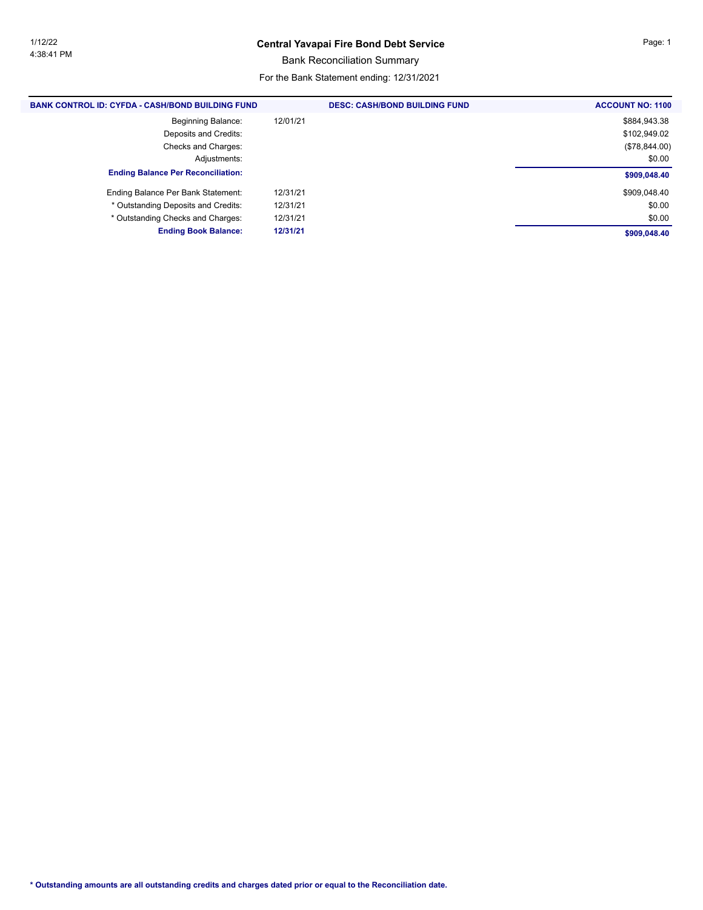# Central Yavapai Fire Bond Debt Service

## Bank Reconciliation Summary

For the Bank Statement ending: 12/31/2021

| BANK CONTROL ID: CYFDA - CASH/BOND BUILDING FUND | DESC: CASH/BOND BUILDING FUND | ACCOUNT NO: 1100 |
|---|---|---|
| Beginning Balance: | 12/01/21 | $884,943.38 |
| Deposits and Credits: | | $102,949.02 |
| Checks and Charges: | | ($78,844.00) |
| Adjustments: | | $0.00 |
| **Ending Balance Per Reconciliation:** | | **$909,048.40** |
| Ending Balance Per Bank Statement: | 12/31/21 | $909,048.40 |
| * Outstanding Deposits and Credits: | 12/31/21 | $0.00 |
| * Outstanding Checks and Charges: | 12/31/21 | $0.00 |
| **Ending Book Balance:** | **12/31/21** | **$909,048.40** |

**\* Outstanding amounts are all outstanding credits and charges dated prior or equal to the Reconciliation date.**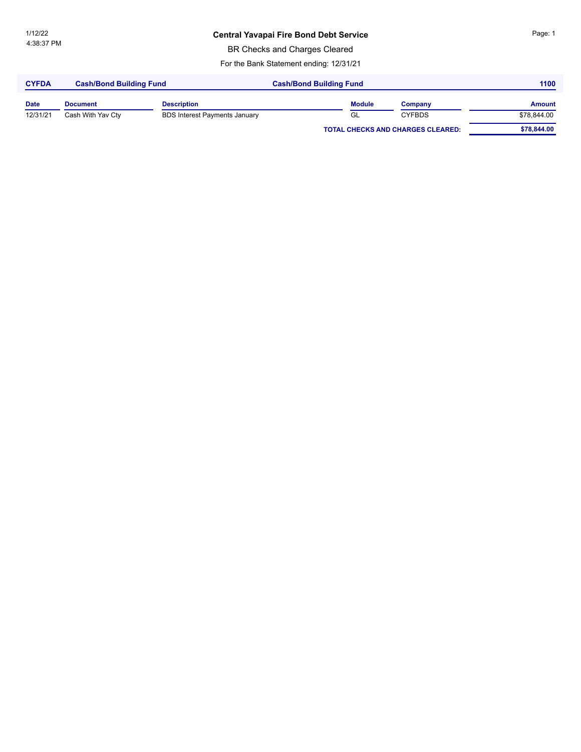# Central Yavapai Fire Bond Debt Service

BR Checks and Charges Cleared

For the Bank Statement ending: 12/31/21

1/12/22
4:38:37 PM

| CYFDA | Cash/Bond Building Fund | Cash/Bond Building Fund | | | 1100 |
|---|---|---|---|---|---|
| **Date** | **Document** | **Description** | **Module** | **Company** | **Amount** |
| 12/31/21 | Cash With Yav Cty | BDS Interest Payments January | GL | CYFBDS | $78,844.00 |
| | | | **TOTAL CHECKS AND CHARGES CLEARED:** | | **$78,844.00** |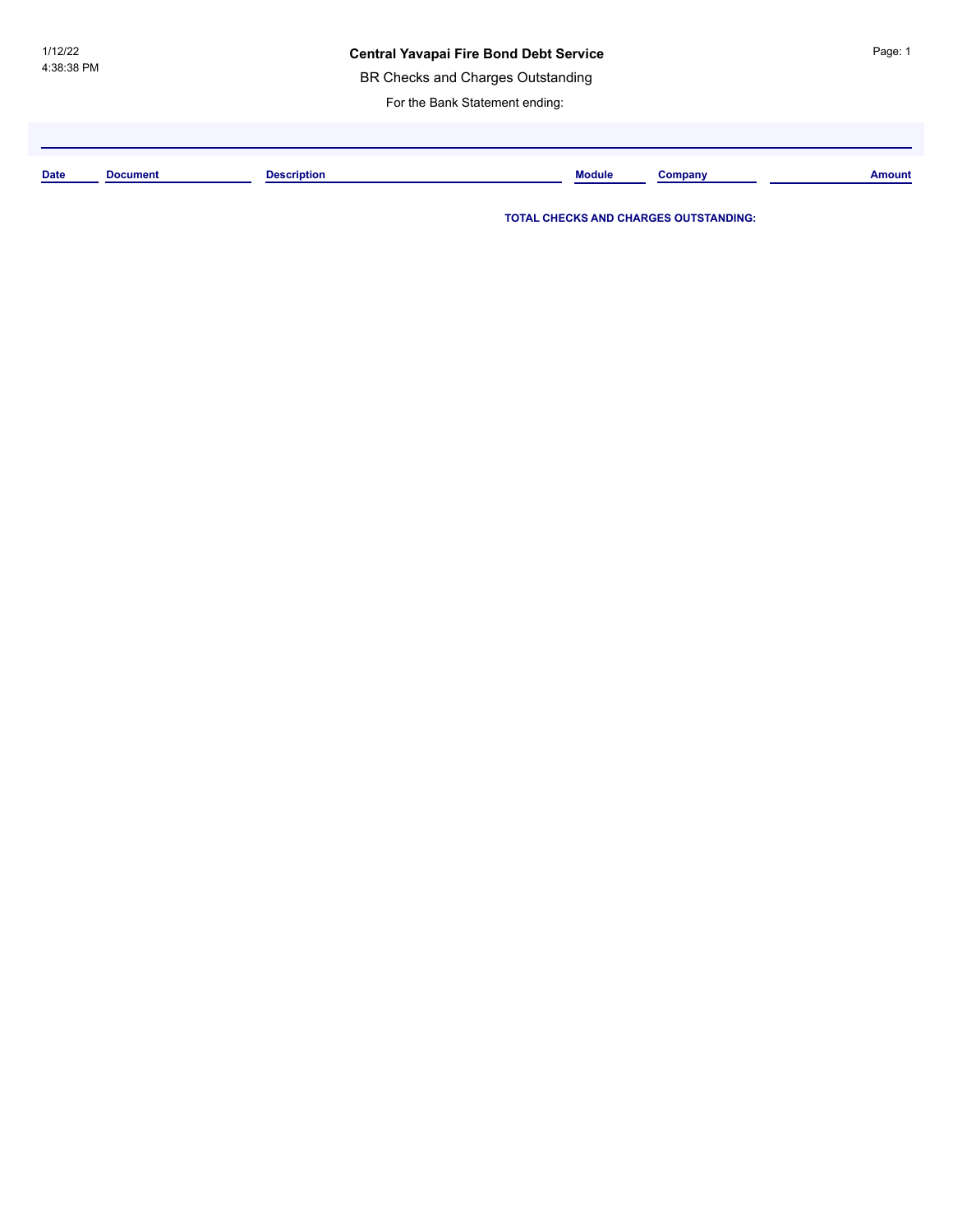1/12/22
4:38:38 PM

# Central Yavapai Fire Bond Debt Service

BR Checks and Charges Outstanding

For the Bank Statement ending:

| Date | Document | Description | Module | Company | Amount |
|---|---|---|---|---|---|

**TOTAL CHECKS AND CHARGES OUTSTANDING:**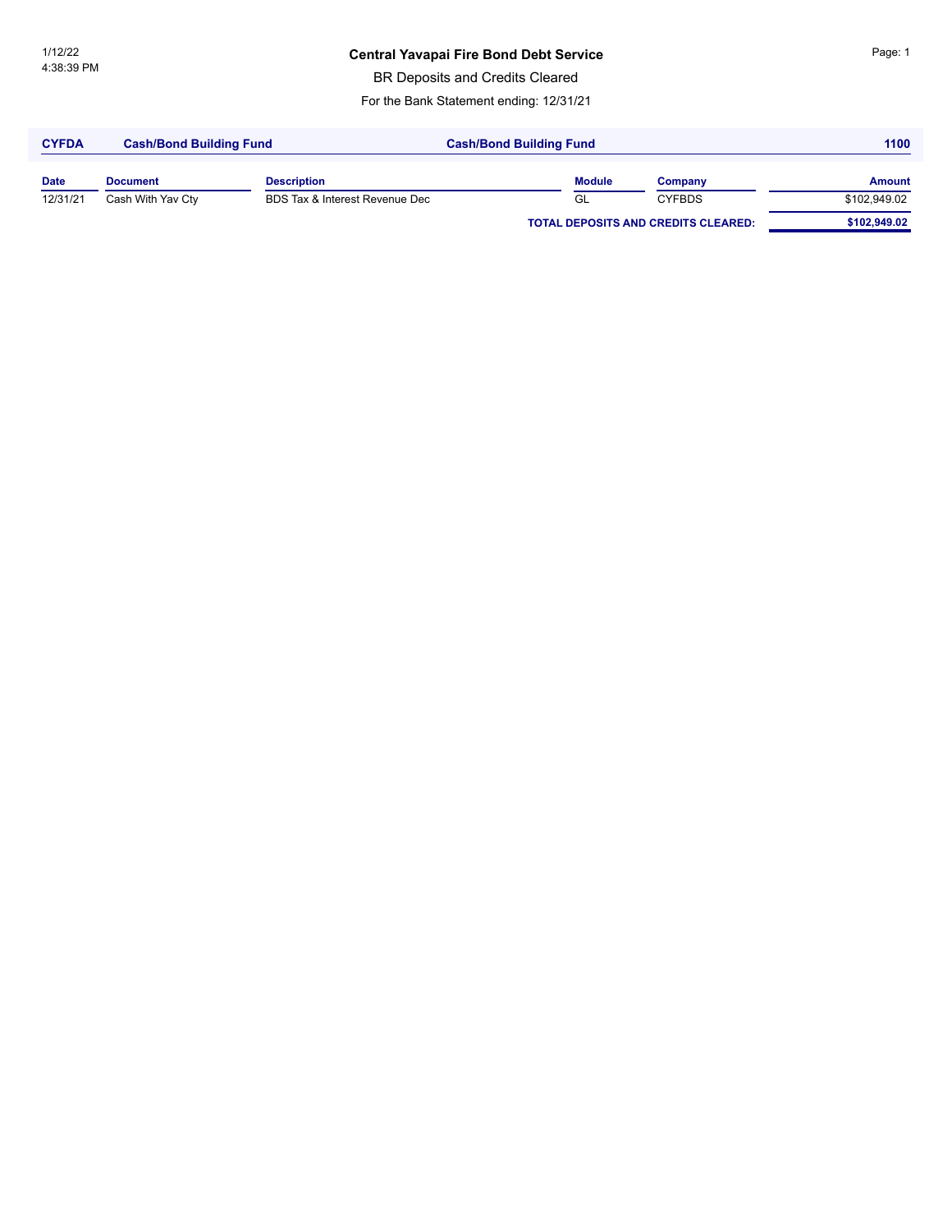1/12/22
4:38:39 PM

# Central Yavapai Fire Bond Debt Service

BR Deposits and Credits Cleared

For the Bank Statement ending: 12/31/21

| CYFDA | Cash/Bond Building Fund | Cash/Bond Building Fund | | | 1100 |
|---|---|---|---|---|---|
| **Date** | **Document** | **Description** | **Module** | **Company** | **Amount** |
| 12/31/21 | Cash With Yav Cty | BDS Tax & Interest Revenue Dec | GL | CYFBDS | $102,949.02 |
| | | | **TOTAL DEPOSITS AND CREDITS CLEARED:** | | **$102,949.02** |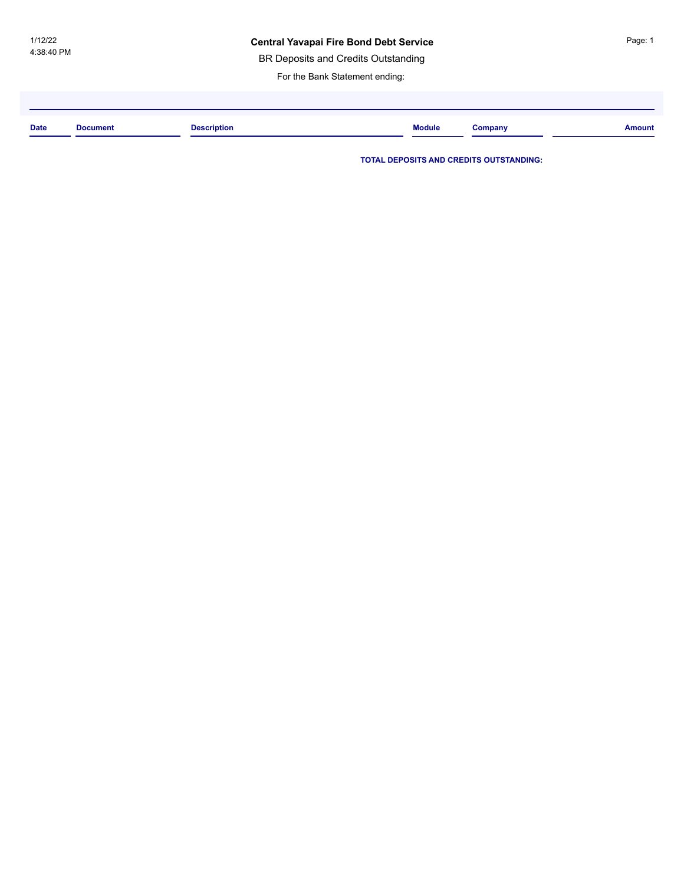1/12/22
4:38:40 PM

# Central Yavapai Fire Bond Debt Service

BR Deposits and Credits Outstanding

For the Bank Statement ending:

| Date | Document | Description | Module | Company | Amount |
|---|---|---|---|---|---|

**TOTAL DEPOSITS AND CREDITS OUTSTANDING:**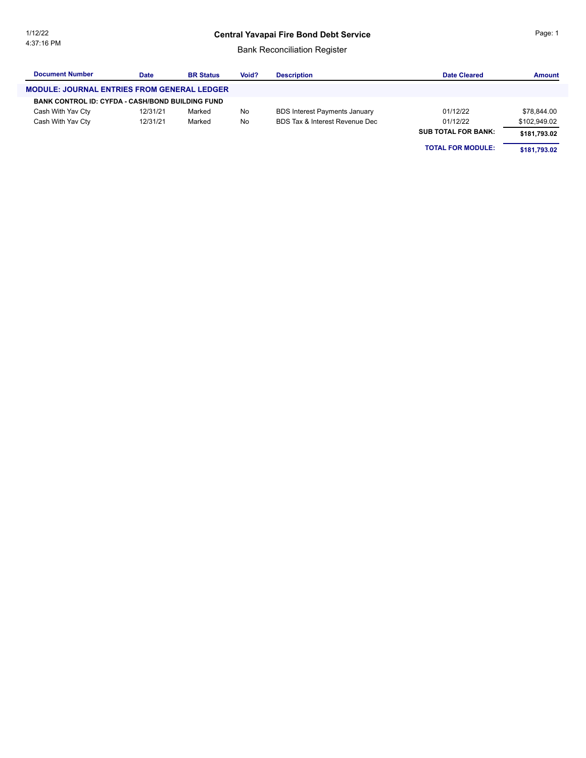# Central Yavapai Fire Bond Debt Service

## Bank Reconciliation Register

| Document Number | Date | BR Status | Void? | Description | Date Cleared | Amount |
|---|---|---|---|---|---|---|
| **MODULE: JOURNAL ENTRIES FROM GENERAL LEDGER** | | | | | | |
| **BANK CONTROL ID: CYFDA - CASH/BOND BUILDING FUND** | | | | | | |
| Cash With Yav Cty | 12/31/21 | Marked | No | BDS Interest Payments January | 01/12/22 | $78,844.00 |
| Cash With Yav Cty | 12/31/21 | Marked | No | BDS Tax & Interest Revenue Dec | 01/12/22 | $102,949.02 |
| | | | | | **SUB TOTAL FOR BANK:** | **$181,793.02** |
| | | | | | **TOTAL FOR MODULE:** | **$181,793.02** |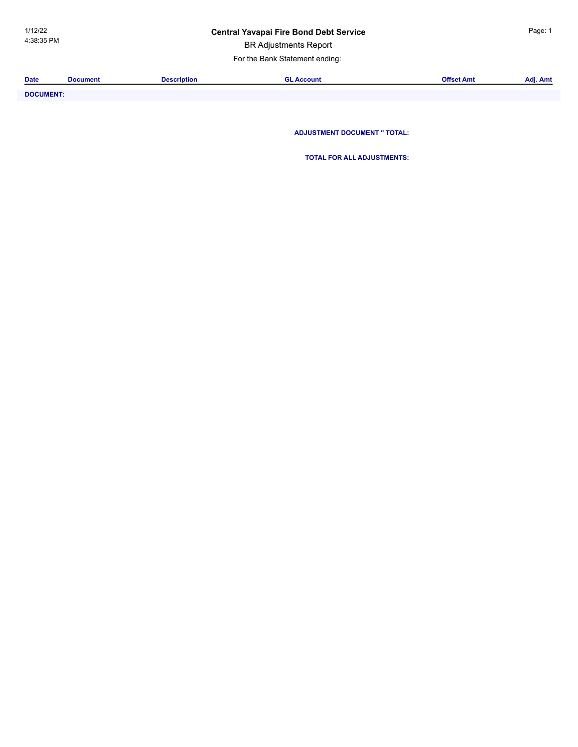# Central Yavapai Fire Bond Debt Service

## BR Adjustments Report

For the Bank Statement ending:

| Date | Document | Description | GL Account | Offset Amt | Adj. Amt |
|---|---|---|---|---|---|
| **DOCUMENT:** | | | | | |

**ADJUSTMENT DOCUMENT '' TOTAL:**

**TOTAL FOR ALL ADJUSTMENTS:**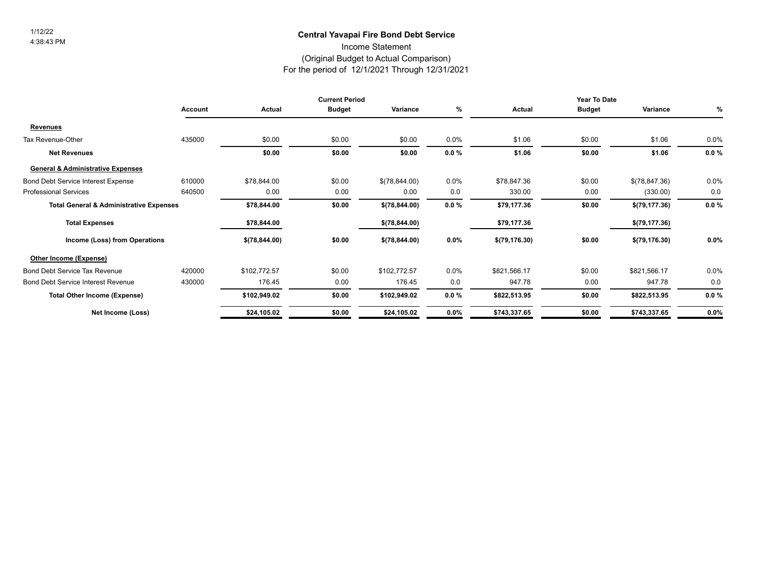1/12/22
4:38:43 PM

# Central Yavapai Fire Bond Debt Service

Income Statement
(Original Budget to Actual Comparison)
For the period of 12/1/2021 Through 12/31/2021

| | | Current Period | | | | Year To Date | | | |
|---|---|---|---|---|---|---|---|---|---|
| | Account | Actual | Budget | Variance | % | Actual | Budget | Variance | % |
| **Revenues** | | | | | | | | | |
| Tax Revenue-Other | 435000 | $0.00 | $0.00 | $0.00 | 0.0% | $1.06 | $0.00 | $1.06 | 0.0% |
| **Net Revenues** | | **$0.00** | **$0.00** | **$0.00** | **0.0 %** | **$1.06** | **$0.00** | **$1.06** | **0.0 %** |
| **General & Administrative Expenses** | | | | | | | | | |
| Bond Debt Service Interest Expense | 610000 | $78,844.00 | $0.00 | $(78,844.00) | 0.0% | $78,847.36 | $0.00 | $(78,847.36) | 0.0% |
| Professional Services | 640500 | 0.00 | 0.00 | 0.00 | 0.0 | 330.00 | 0.00 | (330.00) | 0.0 |
| **Total General & Administrative Expenses** | | **$78,844.00** | **$0.00** | **$(78,844.00)** | **0.0 %** | **$79,177.36** | **$0.00** | **$(79,177.36)** | **0.0 %** |
| **Total Expenses** | | **$78,844.00** | | **$(78,844.00)** | | **$79,177.36** | | **$(79,177.36)** | |
| **Income (Loss) from Operations** | | **$(78,844.00)** | **$0.00** | **$(78,844.00)** | **0.0%** | **$(79,176.30)** | **$0.00** | **$(79,176.30)** | **0.0%** |
| **Other Income (Expense)** | | | | | | | | | |
| Bond Debt Service Tax Revenue | 420000 | $102,772.57 | $0.00 | $102,772.57 | 0.0% | $821,566.17 | $0.00 | $821,566.17 | 0.0% |
| Bond Debt Service Interest Revenue | 430000 | 176.45 | 0.00 | 176.45 | 0.0 | 947.78 | 0.00 | 947.78 | 0.0 |
| **Total Other Income (Expense)** | | **$102,949.02** | **$0.00** | **$102,949.02** | **0.0 %** | **$822,513.95** | **$0.00** | **$822,513.95** | **0.0 %** |
| **Net Income (Loss)** | | **$24,105.02** | **$0.00** | **$24,105.02** | **0.0%** | **$743,337.65** | **$0.00** | **$743,337.65** | **0.0%** |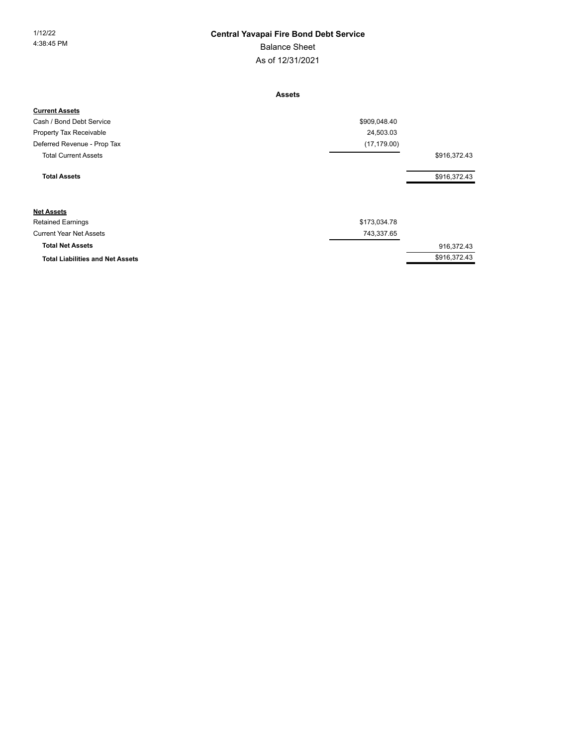1/12/22
4:38:45 PM

# Central Yavapai Fire Bond Debt Service

## Balance Sheet

### As of 12/31/2021

**Assets**

| | | |
|---|---|---|
| **Current Assets** | | |
| Cash / Bond Debt Service | $909,048.40 | |
| Property Tax Receivable | 24,503.03 | |
| Deferred Revenue - Prop Tax | (17,179.00) | |
| Total Current Assets | | $916,372.43 |
| **Total Assets** | | $916,372.43 |
| | | |
| **Net Assets** | | |
| Retained Earnings | $173,034.78 | |
| Current Year Net Assets | 743,337.65 | |
| **Total Net Assets** | | 916,372.43 |
| **Total Liabilities and Net Assets** | | $916,372.43 |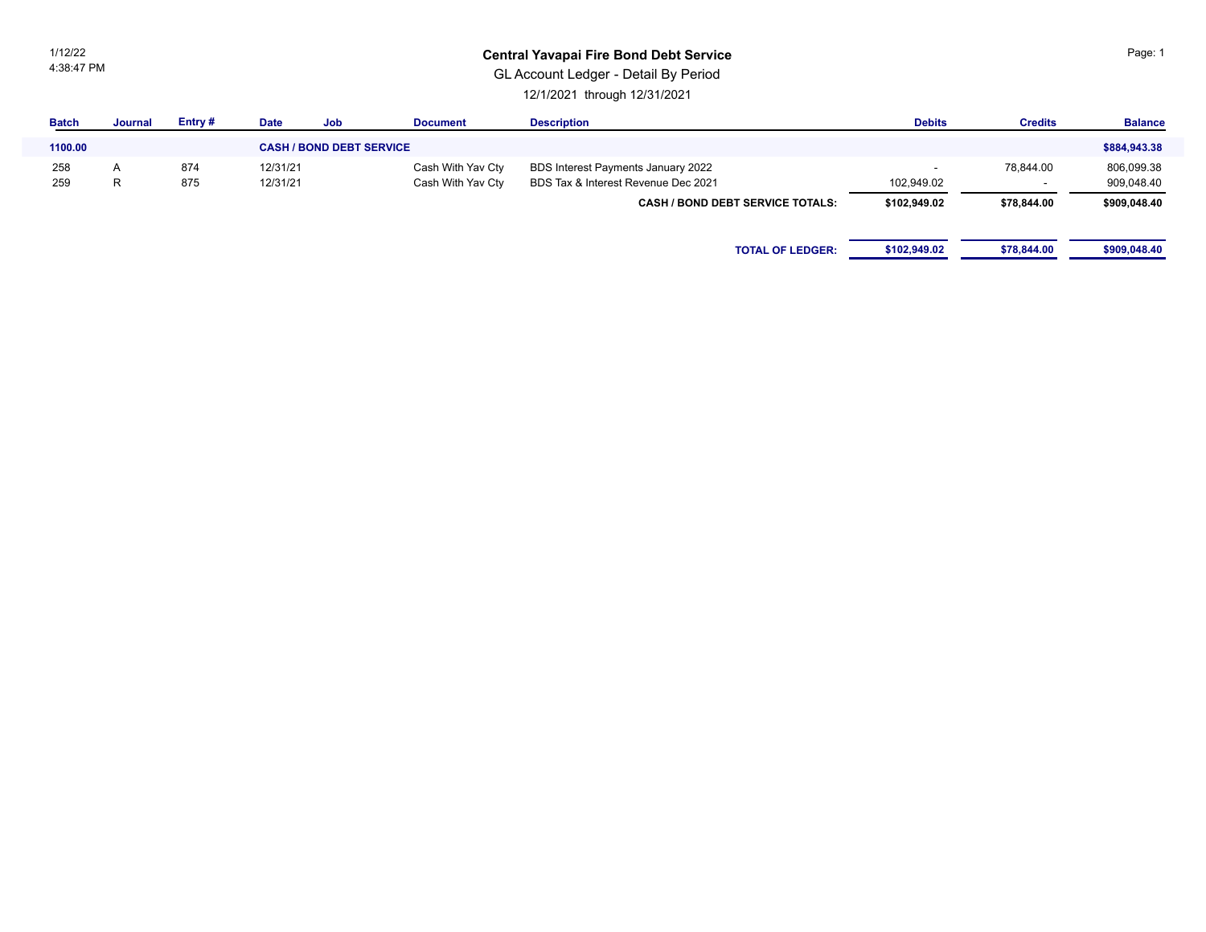# Central Yavapai Fire Bond Debt Service

GL Account Ledger - Detail By Period

12/1/2021 through 12/31/2021

1/12/22
4:38:47 PM

| Batch | Journal | Entry # | Date | Job | Document | Description | Debits | Credits | Balance |
|---|---|---|---|---|---|---|---|---|---|
| **1100.00** | | | **CASH / BOND DEBT SERVICE** | | | | | | **$884,943.38** |
| 258 | A | 874 | 12/31/21 | | Cash With Yav Cty | BDS Interest Payments January 2022 | - | 78,844.00 | 806,099.38 |
| 259 | R | 875 | 12/31/21 | | Cash With Yav Cty | BDS Tax & Interest Revenue Dec 2021 | 102,949.02 | - | 909,048.40 |
| | | | | | | **CASH / BOND DEBT SERVICE TOTALS:** | **$102,949.02** | **$78,844.00** | **$909,048.40** |
| | | | | | | **TOTAL OF LEDGER:** | **$102,949.02** | **$78,844.00** | **$909,048.40** |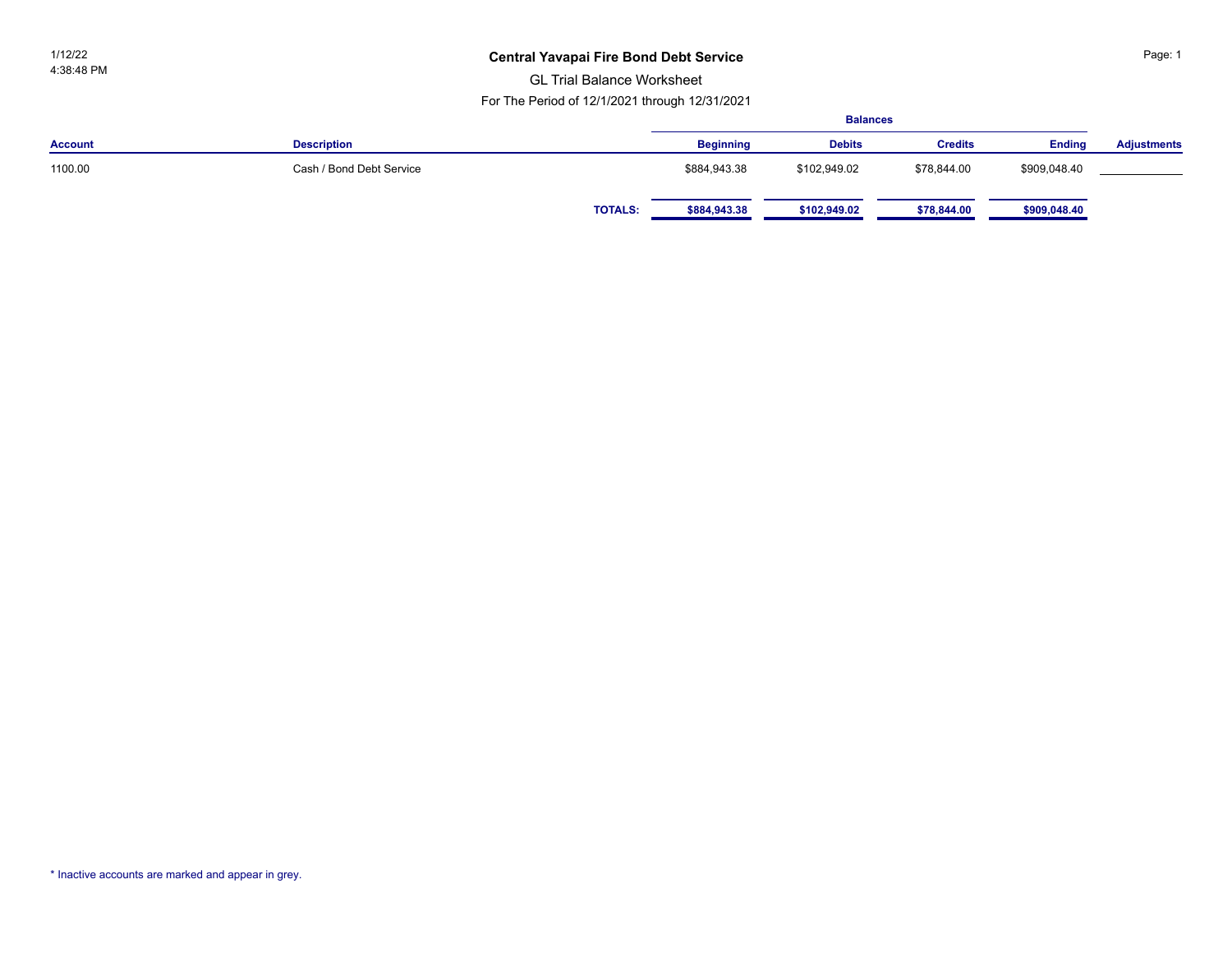1/12/22
4:38:48 PM

# Central Yavapai Fire Bond Debt Service

## GL Trial Balance Worksheet

For The Period of 12/1/2021 through 12/31/2021

| Account | Description | Balances Beginning | Debits | Credits | Ending | Adjustments |
|---|---|---|---|---|---|---|
| 1100.00 | Cash / Bond Debt Service | $884,943.38 | $102,949.02 | $78,844.00 | $909,048.40 | |
| | **TOTALS:** | **$884,943.38** | **$102,949.02** | **$78,844.00** | **$909,048.40** | |

\* Inactive accounts are marked and appear in grey.